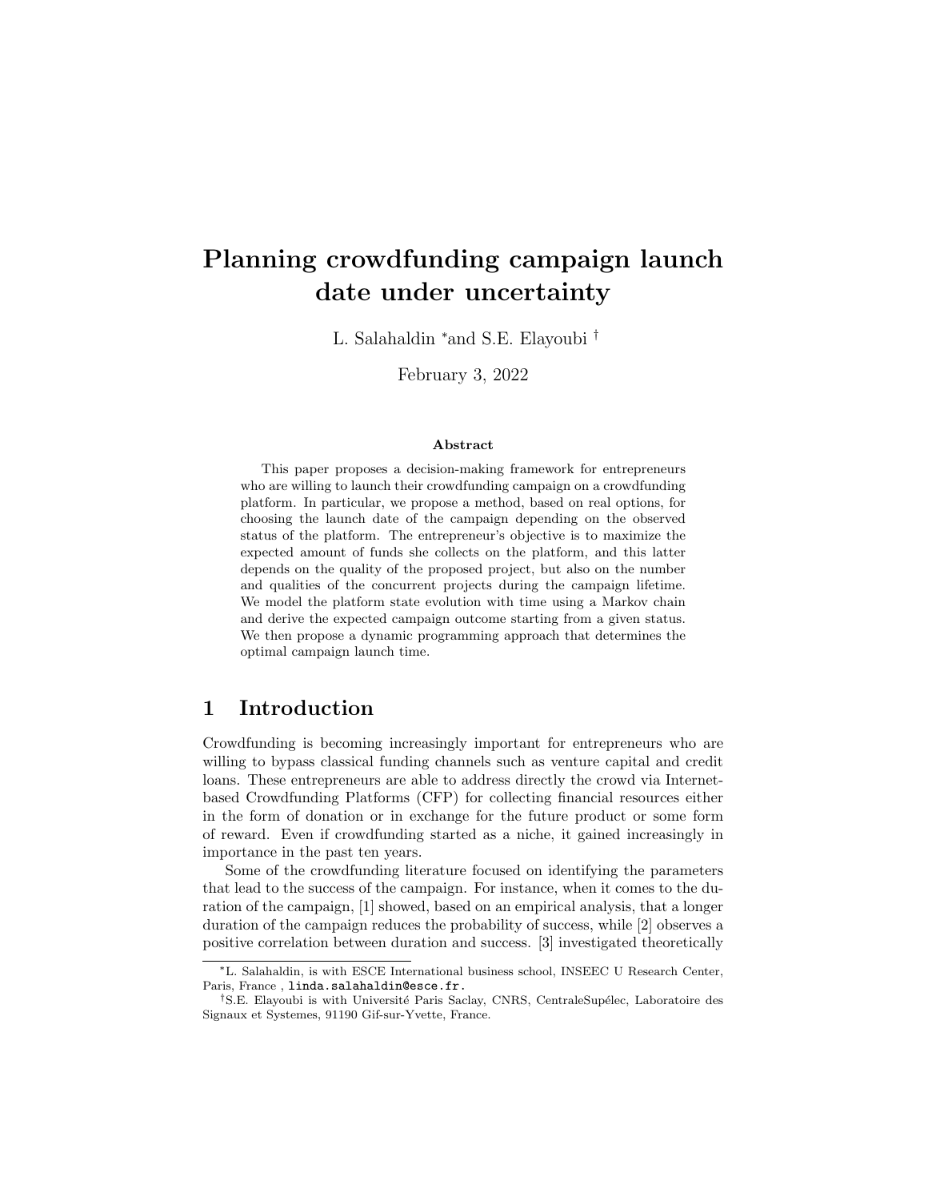# Planning crowdfunding campaign launch date under uncertainty

L. Salahaldin [*] and S.E. Elayoubi [†]

February 3, 2022

### Abstract

This paper proposes a decision-making framework for entrepreneurs who are willing to launch their crowdfunding campaign on a crowdfunding platform. In particular, we propose a method, based on real options, for choosing the launch date of the campaign depending on the observed status of the platform. The entrepreneur's objective is to maximize the expected amount of funds she collects on the platform, and this latter depends on the quality of the proposed project, but also on the number and qualities of the concurrent projects during the campaign lifetime. We model the platform state evolution with time using a Markov chain and derive the expected campaign outcome starting from a given status. We then propose a dynamic programming approach that determines the optimal campaign launch time.

## 1 Introduction

Crowdfunding is becoming increasingly important for entrepreneurs who are willing to bypass classical funding channels such as venture capital and credit loans. These entrepreneurs are able to address directly the crowd via Internet-based Crowdfunding Platforms (CFP) for collecting financial resources either in the form of donation or in exchange for the future product or some form of reward. Even if crowdfunding started as a niche, it gained increasingly in importance in the past ten years.

Some of the crowdfunding literature focused on identifying the parameters that lead to the success of the campaign. For instance, when it comes to the duration of the campaign, [1] showed, based on an empirical analysis, that a longer duration of the campaign reduces the probability of success, while [2] observes a positive correlation between duration and success. [3] investigated theoretically

---

[*] L. Salahaldin, is with ESCE International business school, INSEEC U Research Center, Paris, France , linda.salahaldin@esce.fr.

[†] S.E. Elayoubi is with Université Paris Saclay, CNRS, CentraleSupélec, Laboratoire des Signaux et Systemes, 91190 Gif-sur-Yvette, France.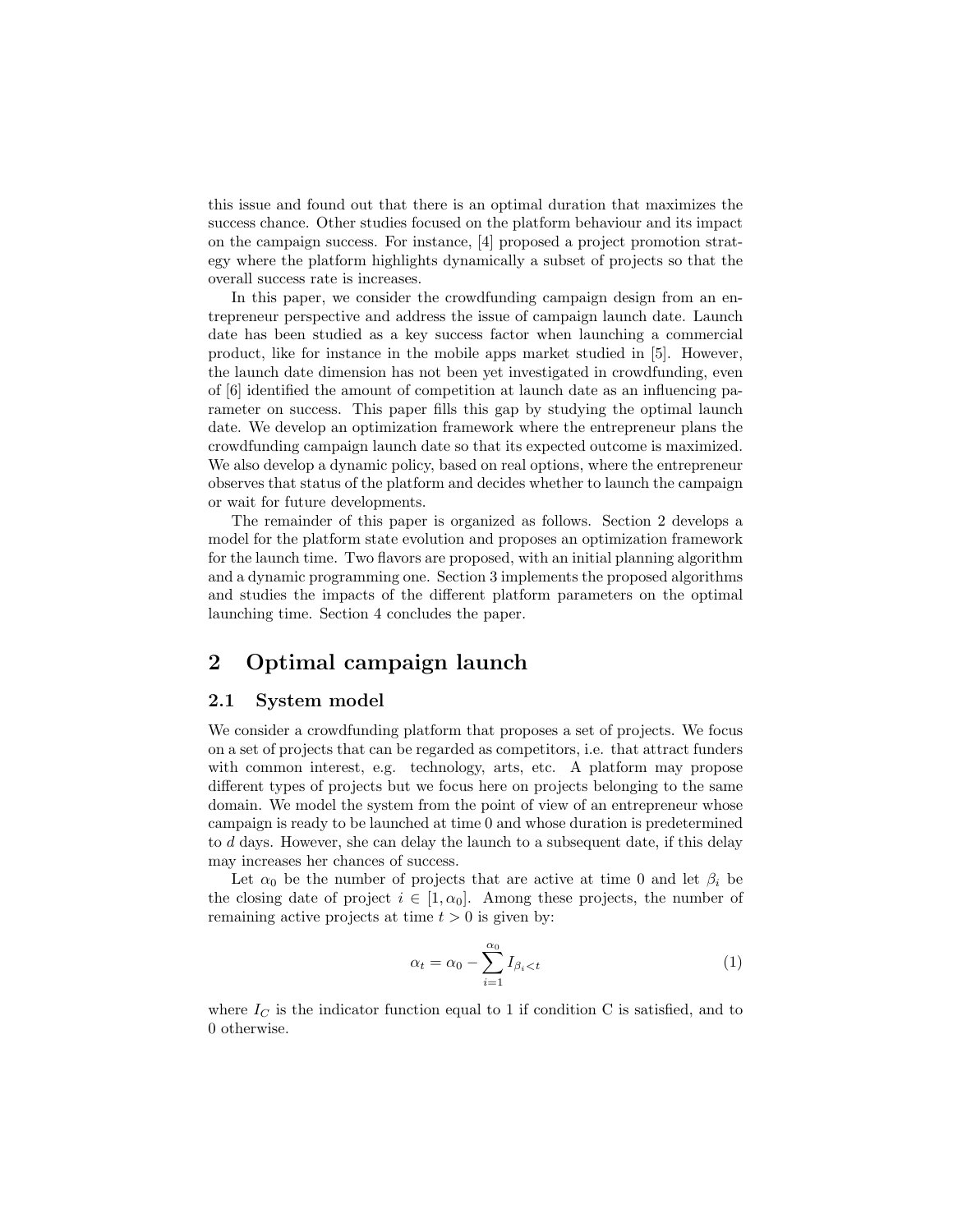this issue and found out that there is an optimal duration that maximizes the success chance. Other studies focused on the platform behaviour and its impact on the campaign success. For instance, [4] proposed a project promotion strategy where the platform highlights dynamically a subset of projects so that the overall success rate is increases.

In this paper, we consider the crowdfunding campaign design from an entrepreneur perspective and address the issue of campaign launch date. Launch date has been studied as a key success factor when launching a commercial product, like for instance in the mobile apps market studied in [5]. However, the launch date dimension has not been yet investigated in crowdfunding, even of [6] identified the amount of competition at launch date as an influencing parameter on success. This paper fills this gap by studying the optimal launch date. We develop an optimization framework where the entrepreneur plans the crowdfunding campaign launch date so that its expected outcome is maximized. We also develop a dynamic policy, based on real options, where the entrepreneur observes that status of the platform and decides whether to launch the campaign or wait for future developments.

The remainder of this paper is organized as follows. Section 2 develops a model for the platform state evolution and proposes an optimization framework for the launch time. Two flavors are proposed, with an initial planning algorithm and a dynamic programming one. Section 3 implements the proposed algorithms and studies the impacts of the different platform parameters on the optimal launching time. Section 4 concludes the paper.

# 2 Optimal campaign launch

## 2.1 System model

We consider a crowdfunding platform that proposes a set of projects. We focus on a set of projects that can be regarded as competitors, i.e. that attract funders with common interest, e.g. technology, arts, etc. A platform may propose different types of projects but we focus here on projects belonging to the same domain. We model the system from the point of view of an entrepreneur whose campaign is ready to be launched at time 0 and whose duration is predetermined to $d$ days. However, she can delay the launch to a subsequent date, if this delay may increases her chances of success.

Let $\alpha_0$ be the number of projects that are active at time 0 and let $\beta_i$ be the closing date of project $i \in [1, \alpha_0]$. Among these projects, the number of remaining active projects at time $t > 0$ is given by:

$$\alpha_t = \alpha_0 - \sum_{i=1}^{\alpha_0} I_{\beta_i < t} \tag{1}$$

where $I_C$ is the indicator function equal to 1 if condition C is satisfied, and to 0 otherwise.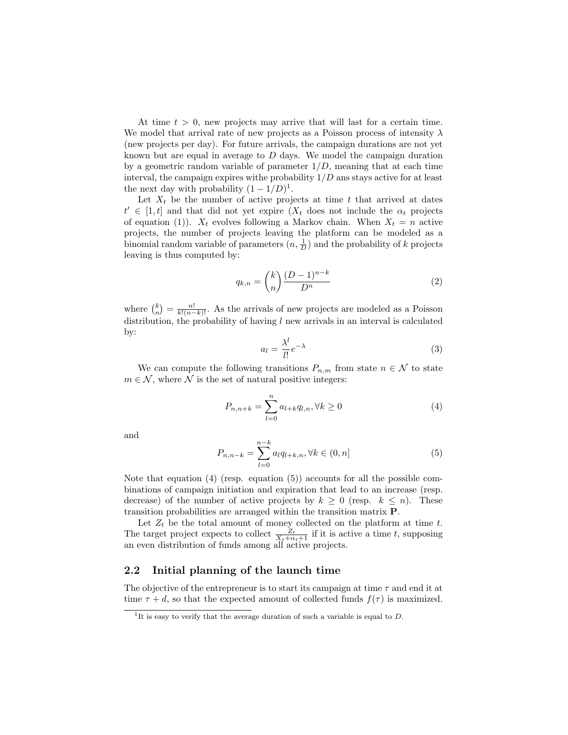At time $t > 0$, new projects may arrive that will last for a certain time. We model that arrival rate of new projects as a Poisson process of intensity $\lambda$ (new projects per day). For future arrivals, the campaign durations are not yet known but are equal in average to $D$ days. We model the campaign duration by a geometric random variable of parameter $1/D$, meaning that at each time interval, the campaign expires withe probability $1/D$ ans stays active for at least the next day with probability $(1 - 1/D)$[1].

Let $X_t$ be the number of active projects at time $t$ that arrived at dates $t' \in [1, t]$ and that did not yet expire ($X_t$ does not include the $\alpha_t$ projects of equation (1)). $X_t$ evolves following a Markov chain. When $X_t = n$ active projects, the number of projects leaving the platform can be modeled as a binomial random variable of parameters $(n, \frac{1}{D})$ and the probability of $k$ projects leaving is thus computed by:

$$q_{k,n} = \binom{k}{n} \frac{(D-1)^{n-k}}{D^n} \tag{2}$$

where $\binom{k}{n} = \frac{n!}{k!(n-k)!}$. As the arrivals of new projects are modeled as a Poisson distribution, the probability of having $l$ new arrivals in an interval is calculated by:

$$a_l = \frac{\lambda^l}{l!} e^{-\lambda} \tag{3}$$

We can compute the following transitions $P_{n,m}$ from state $n \in \mathcal{N}$ to state $m \in \mathcal{N}$, where $\mathcal{N}$ is the set of natural positive integers:

$$P_{n,n+k} = \sum_{l=0}^{n} a_{l+k} q_{l,n}, \forall k \geq 0 \tag{4}$$

and

$$P_{n,n-k} = \sum_{l=0}^{n-k} a_l q_{l+k,n}, \forall k \in (0, n] \tag{5}$$

Note that equation (4) (resp. equation (5)) accounts for all the possible combinations of campaign initiation and expiration that lead to an increase (resp. decrease) of the number of active projects by $k \geq 0$ (resp. $k \leq n$). These transition probabilities are arranged within the transition matrix $\mathbf{P}$.

Let $Z_t$ be the total amount of money collected on the platform at time $t$. The target project expects to collect $\frac{Z_t}{X_t + \alpha_t + 1}$ if it is active a time $t$, supposing an even distribution of funds among all active projects.

## 2.2 Initial planning of the launch time

The objective of the entrepreneur is to start its campaign at time $\tau$ and end it at time $\tau + d$, so that the expected amount of collected funds $f(\tau)$ is maximized.

---

[1] It is easy to verify that the average duration of such a variable is equal to $D$.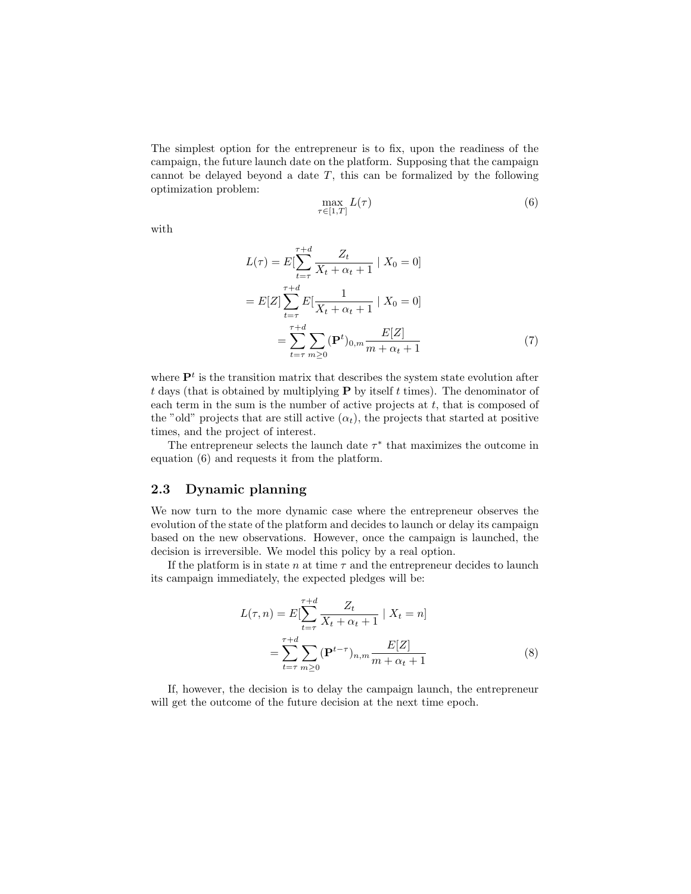The simplest option for the entrepreneur is to fix, upon the readiness of the campaign, the future launch date on the platform. Supposing that the campaign cannot be delayed beyond a date $T$, this can be formalized by the following optimization problem:

$$\max_{\tau \in [1,T]} L(\tau) \tag{6}$$

with

$$\begin{aligned}
L(\tau) &= E[\sum_{t=\tau}^{\tau+d} \frac{Z_t}{X_t + \alpha_t + 1} \mid X_0 = 0] \\
&= E[Z] \sum_{t=\tau}^{\tau+d} E[\frac{1}{X_t + \alpha_t + 1} \mid X_0 = 0] \\
&= \sum_{t=\tau}^{\tau+d} \sum_{m \geq 0} (\mathbf{P}^t)_{0,m} \frac{E[Z]}{m + \alpha_t + 1}
\end{aligned} \tag{7}$$

where $\mathbf{P}^t$ is the transition matrix that describes the system state evolution after $t$ days (that is obtained by multiplying $\mathbf{P}$ by itself $t$ times). The denominator of each term in the sum is the number of active projects at $t$, that is composed of the "old" projects that are still active ($\alpha_t$), the projects that started at positive times, and the project of interest.

The entrepreneur selects the launch date $\tau^*$ that maximizes the outcome in equation (6) and requests it from the platform.

## 2.3 Dynamic planning

We now turn to the more dynamic case where the entrepreneur observes the evolution of the state of the platform and decides to launch or delay its campaign based on the new observations. However, once the campaign is launched, the decision is irreversible. We model this policy by a real option.

If the platform is in state $n$ at time $\tau$ and the entrepreneur decides to launch its campaign immediately, the expected pledges will be:

$$\begin{aligned}
L(\tau, n) &= E[\sum_{t=\tau}^{\tau+d} \frac{Z_t}{X_t + \alpha_t + 1} \mid X_t = n] \\
&= \sum_{t=\tau}^{\tau+d} \sum_{m \geq 0} (\mathbf{P}^{t-\tau})_{n,m} \frac{E[Z]}{m + \alpha_t + 1}
\end{aligned} \tag{8}$$

If, however, the decision is to delay the campaign launch, the entrepreneur will get the outcome of the future decision at the next time epoch.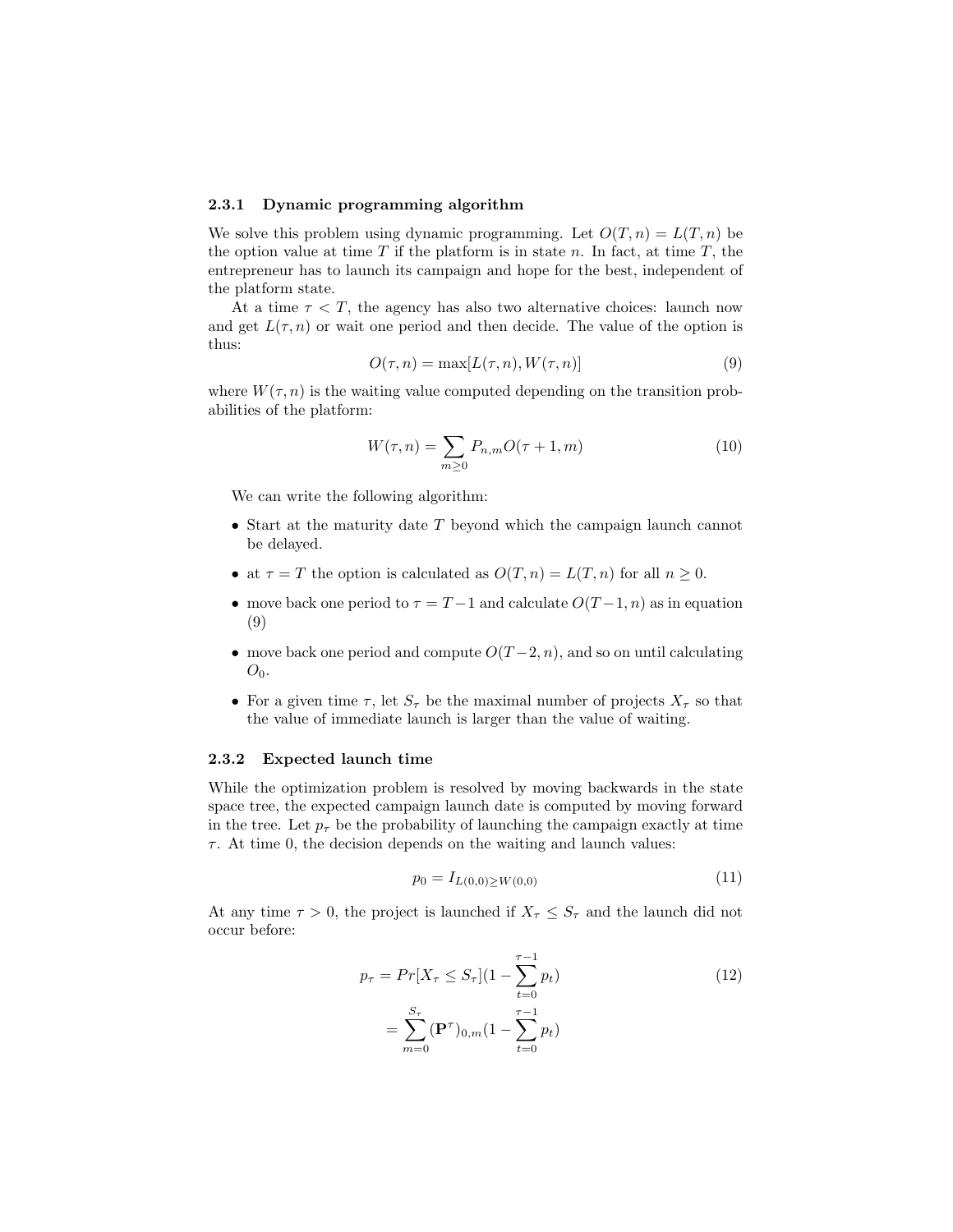### 2.3.1 Dynamic programming algorithm

We solve this problem using dynamic programming. Let $O(T, n) = L(T, n)$ be the option value at time $T$ if the platform is in state $n$. In fact, at time $T$, the entrepreneur has to launch its campaign and hope for the best, independent of the platform state.

At a time $\tau < T$, the agency has also two alternative choices: launch now and get $L(\tau, n)$ or wait one period and then decide. The value of the option is thus:

$$O(\tau, n) = \max[L(\tau, n), W(\tau, n)] \tag{9}$$

where $W(\tau, n)$ is the waiting value computed depending on the transition probabilities of the platform:

$$W(\tau, n) = \sum_{m \geq 0} P_{n,m} O(\tau + 1, m) \tag{10}$$

We can write the following algorithm:

- Start at the maturity date $T$ beyond which the campaign launch cannot be delayed.
- at $\tau = T$ the option is calculated as $O(T, n) = L(T, n)$ for all $n \geq 0$.
- move back one period to $\tau = T - 1$ and calculate $O(T-1, n)$ as in equation (9)
- move back one period and compute $O(T-2, n)$, and so on until calculating $O_0$.
- For a given time $\tau$, let $S_\tau$ be the maximal number of projects $X_\tau$ so that the value of immediate launch is larger than the value of waiting.

### 2.3.2 Expected launch time

While the optimization problem is resolved by moving backwards in the state space tree, the expected campaign launch date is computed by moving forward in the tree. Let $p_\tau$ be the probability of launching the campaign exactly at time $\tau$. At time 0, the decision depends on the waiting and launch values:

$$p_0 = I_{L(0,0) \geq W(0,0)} \tag{11}$$

At any time $\tau > 0$, the project is launched if $X_\tau \leq S_\tau$ and the launch did not occur before:

$$\begin{aligned} p_\tau &= Pr[X_\tau \leq S_\tau](1 - \sum_{t=0}^{\tau-1} p_t) \\ &= \sum_{m=0}^{S_\tau} (\mathbf{P}^\tau)_{0,m}(1 - \sum_{t=0}^{\tau-1} p_t) \end{aligned} \tag{12}$$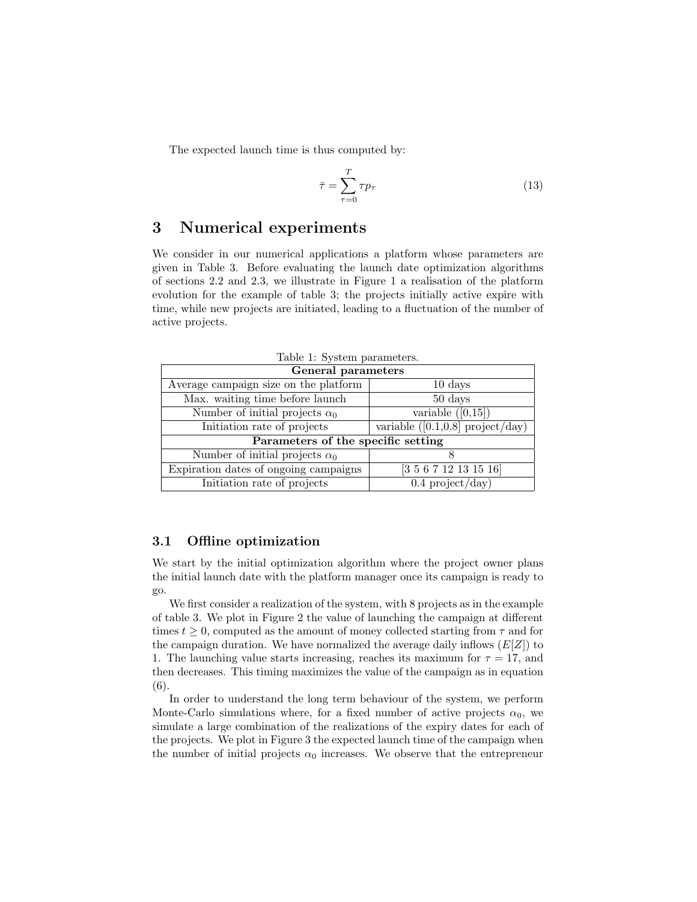The expected launch time is thus computed by:

$$\bar{\tau} = \sum_{\tau=0}^{T} \tau p_\tau \tag{13}$$

# 3 Numerical experiments

We consider in our numerical applications a platform whose parameters are given in Table 3. Before evaluating the launch date optimization algorithms of sections 2.2 and 2.3, we illustrate in Figure 1 a realisation of the platform evolution for the example of table 3; the projects initially active expire with time, while new projects are initiated, leading to a fluctuation of the number of active projects.

Table 1: System parameters.

| **General parameters** | |
|---|---|
| Average campaign size on the platform | 10 days |
| Max. waiting time before launch | 50 days |
| Number of initial projects $\alpha_0$ | variable ([0,15]) |
| Initiation rate of projects | variable ([0.1,0.8] project/day) |
| **Parameters of the specific setting** | |
| Number of initial projects $\alpha_0$ | 8 |
| Expiration dates of ongoing campaigns | [3 5 6 7 12 13 15 16] |
| Initiation rate of projects | 0.4 project/day) |

## 3.1 Offline optimization

We start by the initial optimization algorithm where the project owner plans the initial launch date with the platform manager once its campaign is ready to go.

We first consider a realization of the system, with 8 projects as in the example of table 3. We plot in Figure 2 the value of launching the campaign at different times $t \geq 0$, computed as the amount of money collected starting from $\tau$ and for the campaign duration. We have normalized the average daily inflows ($E[Z]$) to 1. The launching value starts increasing, reaches its maximum for $\tau = 17$, and then decreases. This timing maximizes the value of the campaign as in equation (6).

In order to understand the long term behaviour of the system, we perform Monte-Carlo simulations where, for a fixed number of active projects $\alpha_0$, we simulate a large combination of the realizations of the expiry dates for each of the projects. We plot in Figure 3 the expected launch time of the campaign when the number of initial projects $\alpha_0$ increases. We observe that the entrepreneur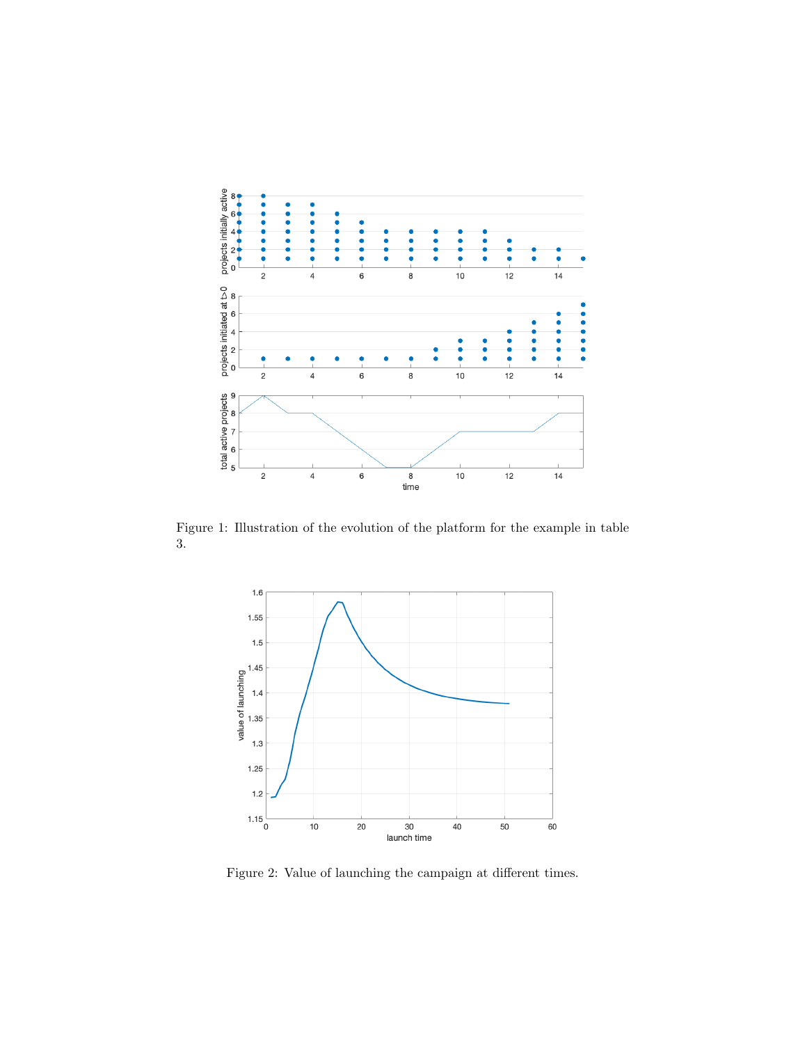Figure 1: Illustration of the evolution of the platform for the example in table 3.

Figure 2: Value of launching the campaign at different times.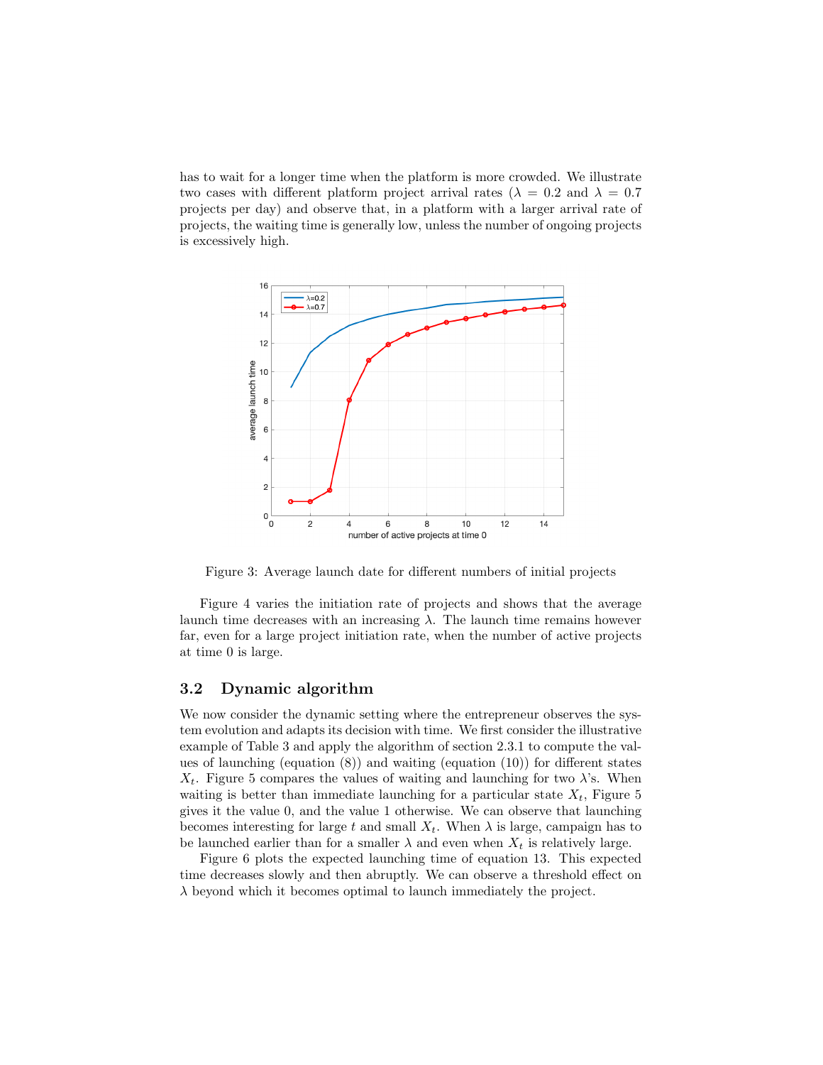has to wait for a longer time when the platform is more crowded. We illustrate two cases with different platform project arrival rates ($\lambda = 0.2$ and $\lambda = 0.7$ projects per day) and observe that, in a platform with a larger arrival rate of projects, the waiting time is generally low, unless the number of ongoing projects is excessively high.

Figure 3: Average launch date for different numbers of initial projects

Figure 4 varies the initiation rate of projects and shows that the average launch time decreases with an increasing $\lambda$. The launch time remains however far, even for a large project initiation rate, when the number of active projects at time 0 is large.

## 3.2 Dynamic algorithm

We now consider the dynamic setting where the entrepreneur observes the system evolution and adapts its decision with time. We first consider the illustrative example of Table 3 and apply the algorithm of section 2.3.1 to compute the values of launching (equation (8)) and waiting (equation (10)) for different states $X_t$. Figure 5 compares the values of waiting and launching for two $\lambda$'s. When waiting is better than immediate launching for a particular state $X_t$, Figure 5 gives it the value 0, and the value 1 otherwise. We can observe that launching becomes interesting for large $t$ and small $X_t$. When $\lambda$ is large, campaign has to be launched earlier than for a smaller $\lambda$ and even when $X_t$ is relatively large.

Figure 6 plots the expected launching time of equation 13. This expected time decreases slowly and then abruptly. We can observe a threshold effect on $\lambda$ beyond which it becomes optimal to launch immediately the project.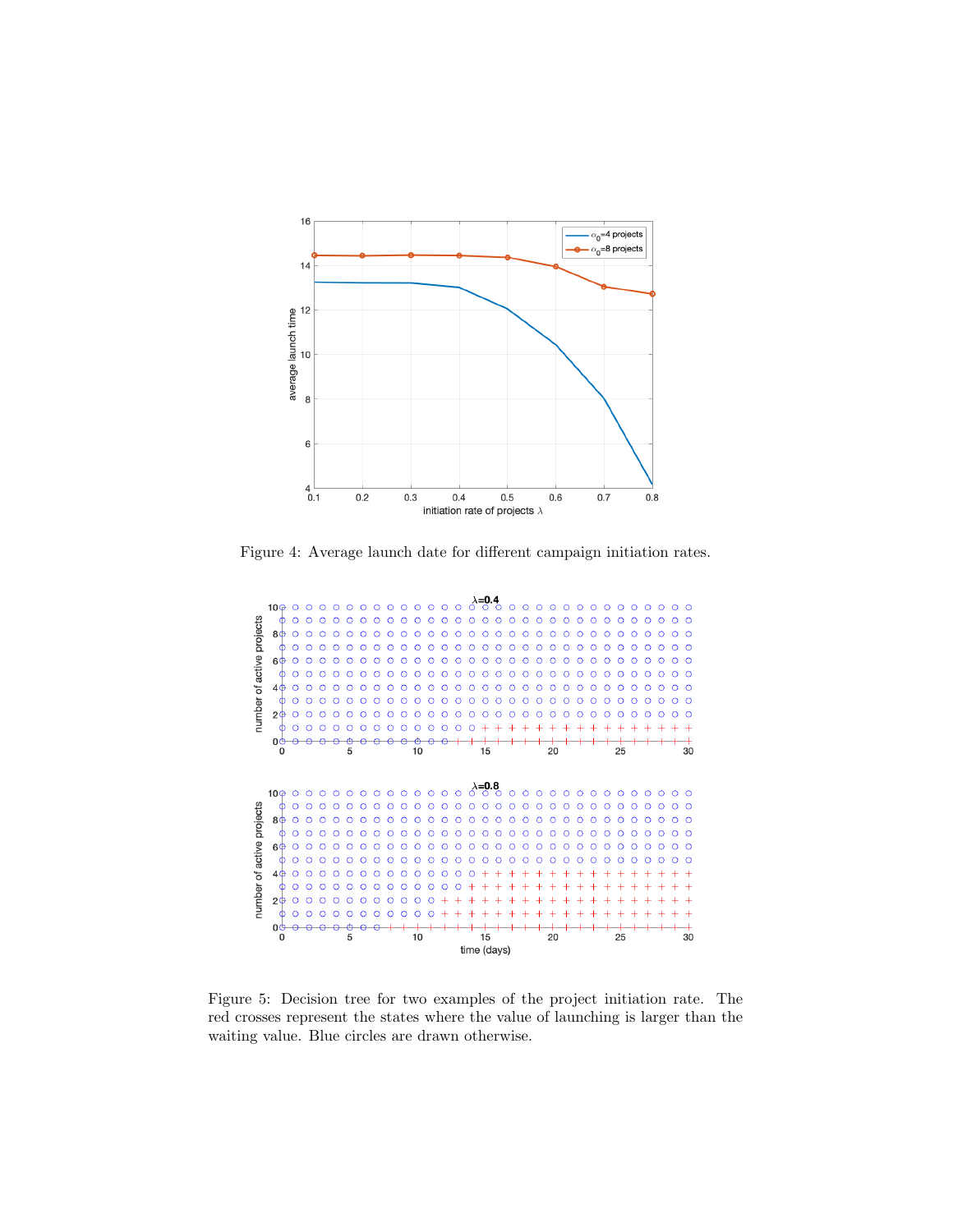Figure 4: Average launch date for different campaign initiation rates.

Figure 5: Decision tree for two examples of the project initiation rate. The red crosses represent the states where the value of launching is larger than the waiting value. Blue circles are drawn otherwise.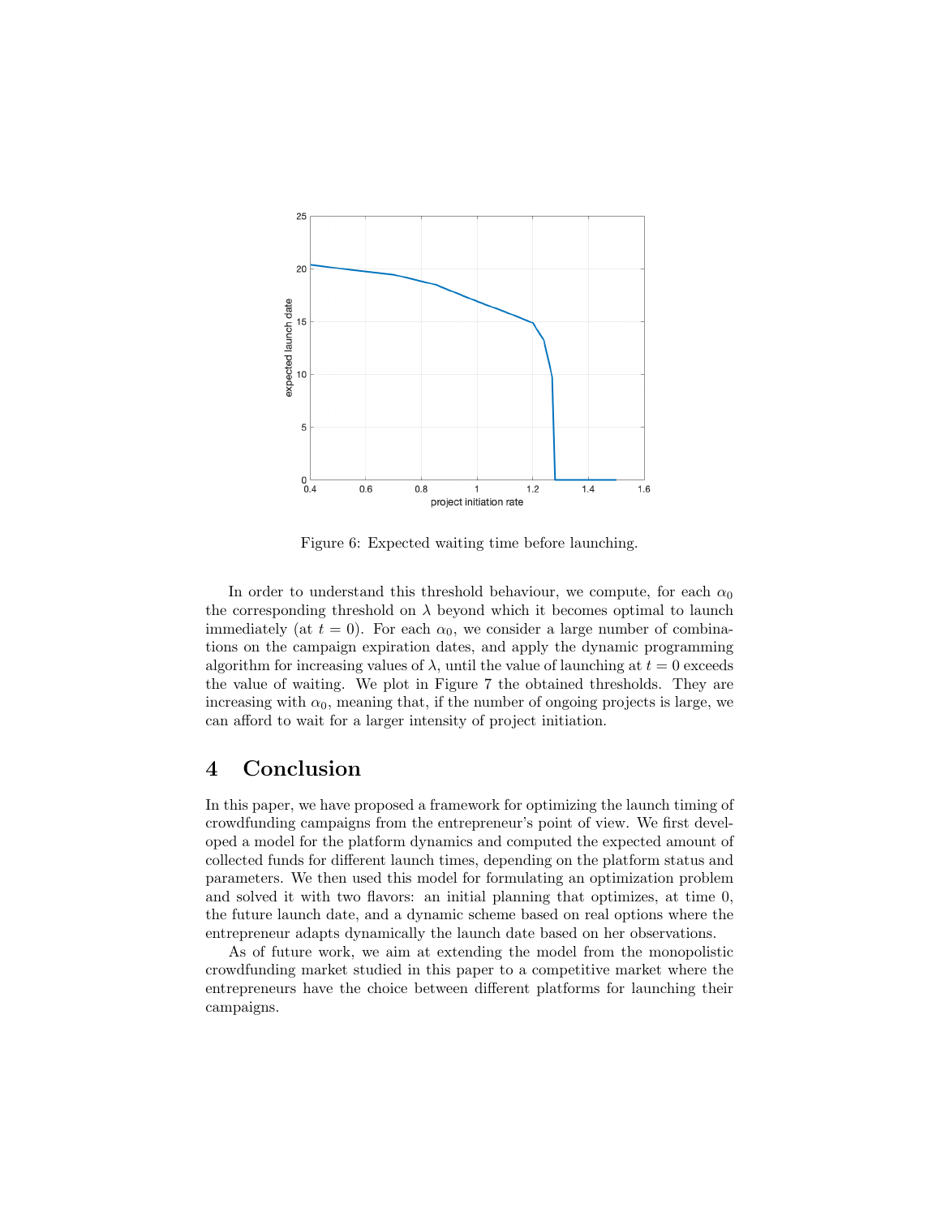Figure 6: Expected waiting time before launching.

In order to understand this threshold behaviour, we compute, for each $\alpha_0$ the corresponding threshold on $\lambda$ beyond which it becomes optimal to launch immediately (at $t = 0$). For each $\alpha_0$, we consider a large number of combinations on the campaign expiration dates, and apply the dynamic programming algorithm for increasing values of $\lambda$, until the value of launching at $t = 0$ exceeds the value of waiting. We plot in Figure 7 the obtained thresholds. They are increasing with $\alpha_0$, meaning that, if the number of ongoing projects is large, we can afford to wait for a larger intensity of project initiation.

# 4 Conclusion

In this paper, we have proposed a framework for optimizing the launch timing of crowdfunding campaigns from the entrepreneur's point of view. We first developed a model for the platform dynamics and computed the expected amount of collected funds for different launch times, depending on the platform status and parameters. We then used this model for formulating an optimization problem and solved it with two flavors: an initial planning that optimizes, at time 0, the future launch date, and a dynamic scheme based on real options where the entrepreneur adapts dynamically the launch date based on her observations.

As of future work, we aim at extending the model from the monopolistic crowdfunding market studied in this paper to a competitive market where the entrepreneurs have the choice between different platforms for launching their campaigns.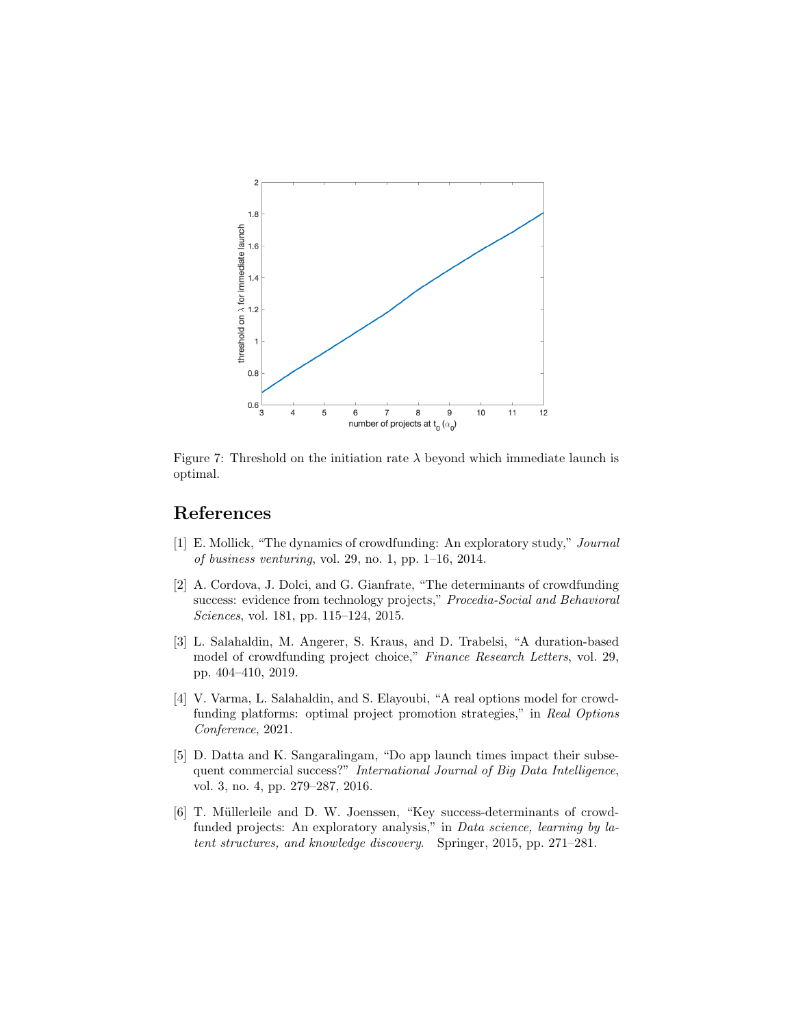threshold on λ for immediate launch

2
1.8
1.6
1.4
1.2
1
0.8
0.6

3 4 5 6 7 8 9 10 11 12

number of projects at $t_0$ ($\alpha_0$)

Figure 7: Threshold on the initiation rate $\lambda$ beyond which immediate launch is optimal.

## References

[1] E. Mollick, "The dynamics of crowdfunding: An exploratory study," *Journal of business venturing*, vol. 29, no. 1, pp. 1–16, 2014.

[2] A. Cordova, J. Dolci, and G. Gianfrate, "The determinants of crowdfunding success: evidence from technology projects," *Procedia-Social and Behavioral Sciences*, vol. 181, pp. 115–124, 2015.

[3] L. Salahaldin, M. Angerer, S. Kraus, and D. Trabelsi, "A duration-based model of crowdfunding project choice," *Finance Research Letters*, vol. 29, pp. 404–410, 2019.

[4] V. Varma, L. Salahaldin, and S. Elayoubi, "A real options model for crowdfunding platforms: optimal project promotion strategies," in *Real Options Conference*, 2021.

[5] D. Datta and K. Sangaralingam, "Do app launch times impact their subsequent commercial success?" *International Journal of Big Data Intelligence*, vol. 3, no. 4, pp. 279–287, 2016.

[6] T. Müllerleile and D. W. Joenssen, "Key success-determinants of crowdfunded projects: An exploratory analysis," in *Data science, learning by latent structures, and knowledge discovery*. Springer, 2015, pp. 271–281.